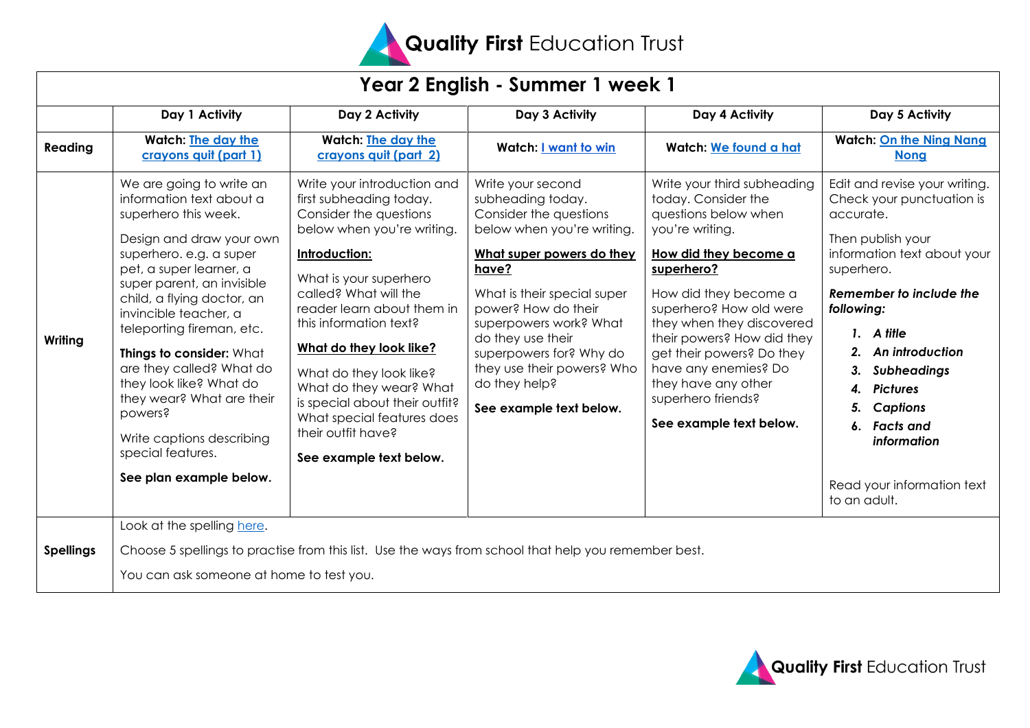Quality First Education Trust

# Year 2 English - Summer 1 week 1

| | Day 1 Activity | Day 2 Activity | Day 3 Activity | Day 4 Activity | Day 5 Activity |
|---|---|---|---|---|---|
| **Reading** | **Watch:** The day the crayons quit (part 1) | **Watch:** The day the crayons quit (part 2) | **Watch:** I want to win | **Watch:** We found a hat | **Watch:** On the Ning Nang Nong |
| **Writing** | We are going to write an information text about a superhero this week.<br><br>Design and draw your own superhero. e.g. a super pet, a super learner, a super parent, an invisible child, a flying doctor, an invincible teacher, a teleporting fireman, etc.<br><br>**Things to consider:** What are they called? What do they look like? What do they wear? What are their powers?<br><br>Write captions describing special features.<br><br>**See plan example below.** | Write your introduction and first subheading today. Consider the questions below when you're writing.<br><br>**Introduction:**<br><br>What is your superhero called? What will the reader learn about them in this information text?<br><br>**What do they look like?**<br><br>What do they look like? What do they wear? What is special about their outfit? What special features does their outfit have?<br><br>**See example text below.** | Write your second subheading today. Consider the questions below when you're writing.<br><br>**What super powers do they have?**<br><br>What is their special super power? How do their superpowers work? What do they use their superpowers for? Why do they use their powers? Who do they help?<br><br>**See example text below.** | Write your third subheading today. Consider the questions below when you're writing.<br><br>**How did they become a superhero?**<br><br>How did they become a superhero? How old were they when they discovered their powers? How did they get their powers? Do they have any enemies? Do they have any other superhero friends?<br><br>**See example text below.** | Edit and revise your writing. Check your punctuation is accurate.<br><br>Then publish your information text about your superhero.<br><br>***Remember to include the following:***<br><br>***1. A title***<br>***2. An introduction***<br>***3. Subheadings***<br>***4. Pictures***<br>***5. Captions***<br>***6. Facts and information***<br><br>Read your information text to an adult. |
| **Spellings** | Look at the spelling here.<br><br>Choose 5 spellings to practise from this list. Use the ways from school that help you remember best.<br><br>You can ask someone at home to test you. | | | | |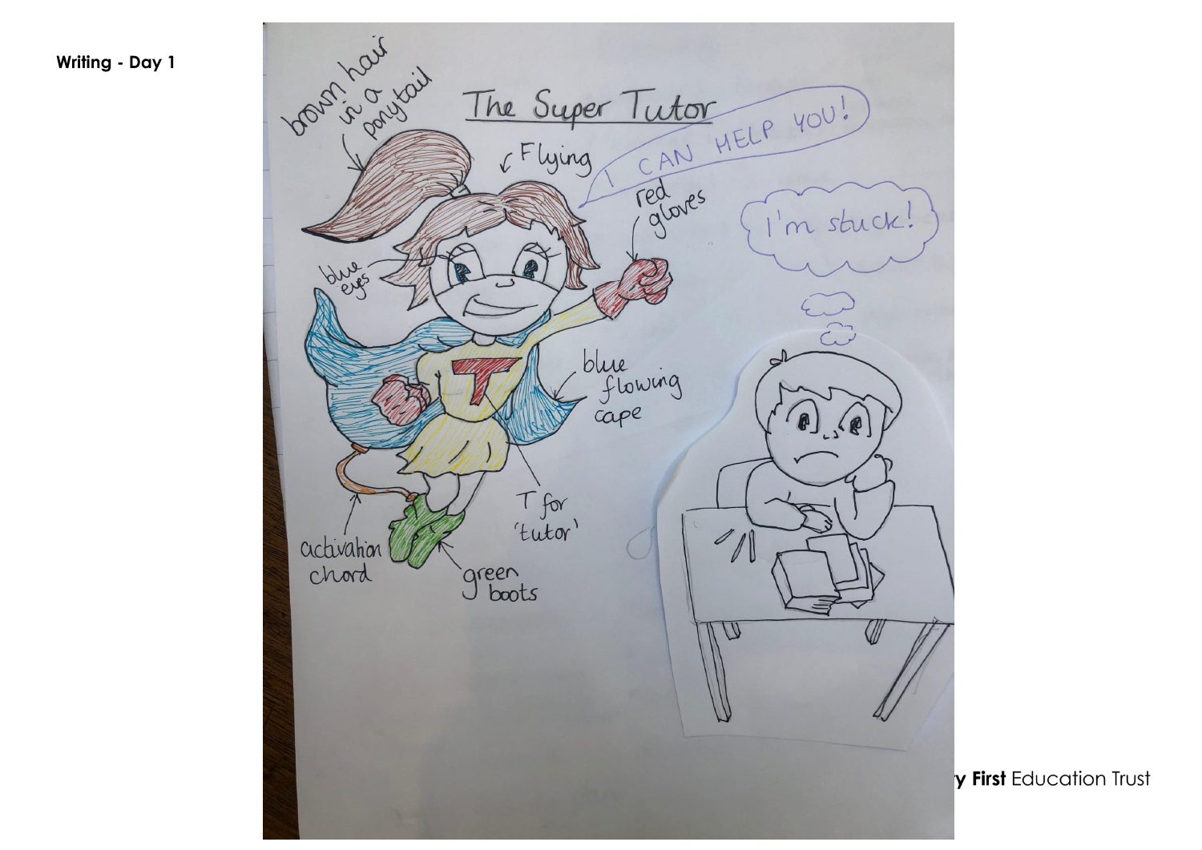**Writing - Day 1**

## The Super Tutor

brown hair in a ponytail

Flying

I CAN HELP YOU!

red gloves

I'm stuck!

blue eyes

blue flowing cape

T for 'tutor'

activation chord

green boots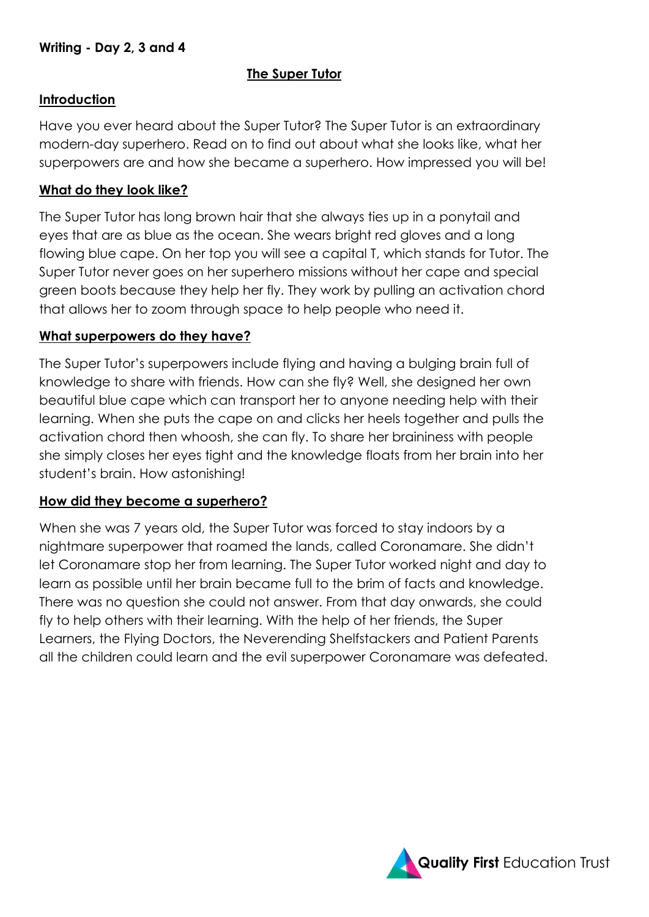**Writing - Day 2, 3 and 4**

## The Super Tutor

### Introduction

Have you ever heard about the Super Tutor? The Super Tutor is an extraordinary modern-day superhero. Read on to find out about what she looks like, what her superpowers are and how she became a superhero. How impressed you will be!

### What do they look like?

The Super Tutor has long brown hair that she always ties up in a ponytail and eyes that are as blue as the ocean. She wears bright red gloves and a long flowing blue cape. On her top you will see a capital T, which stands for Tutor. The Super Tutor never goes on her superhero missions without her cape and special green boots because they help her fly. They work by pulling an activation chord that allows her to zoom through space to help people who need it.

### What superpowers do they have?

The Super Tutor's superpowers include flying and having a bulging brain full of knowledge to share with friends. How can she fly? Well, she designed her own beautiful blue cape which can transport her to anyone needing help with their learning. When she puts the cape on and clicks her heels together and pulls the activation chord then whoosh, she can fly. To share her braininess with people she simply closes her eyes tight and the knowledge floats from her brain into her student's brain. How astonishing!

### How did they become a superhero?

When she was 7 years old, the Super Tutor was forced to stay indoors by a nightmare superpower that roamed the lands, called Coronamare. She didn't let Coronamare stop her from learning. The Super Tutor worked night and day to learn as possible until her brain became full to the brim of facts and knowledge. There was no question she could not answer. From that day onwards, she could fly to help others with their learning. With the help of her friends, the Super Learners, the Flying Doctors, the Neverending Shelfstackers and Patient Parents all the children could learn and the evil superpower Coronamare was defeated.